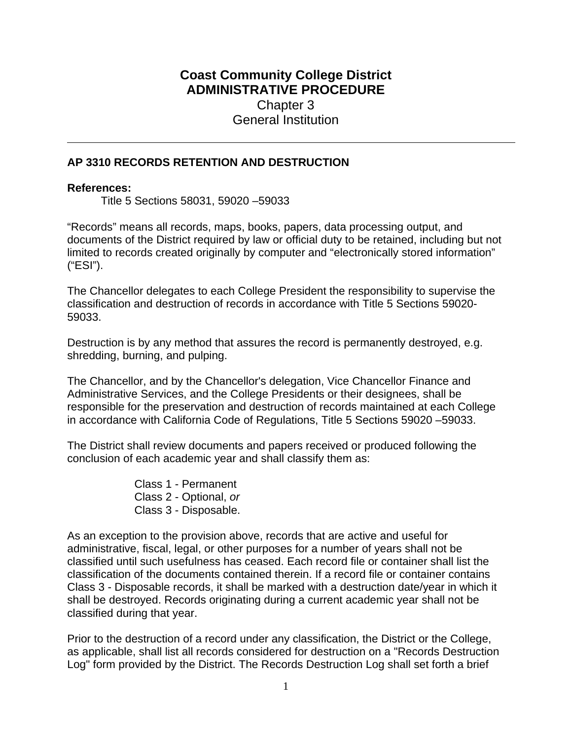# Coast Community College District
# ADMINISTRATIVE PROCEDURE
## Chapter 3
## General Institution

---

### AP 3310 RECORDS RETENTION AND DESTRUCTION

**References:**

Title 5 Sections 58031, 59020 –59033

“Records” means all records, maps, books, papers, data processing output, and documents of the District required by law or official duty to be retained, including but not limited to records created originally by computer and “electronically stored information” (“ESI”).

The Chancellor delegates to each College President the responsibility to supervise the classification and destruction of records in accordance with Title 5 Sections 59020-59033.

Destruction is by any method that assures the record is permanently destroyed, e.g. shredding, burning, and pulping.

The Chancellor, and by the Chancellor's delegation, Vice Chancellor Finance and Administrative Services, and the College Presidents or their designees, shall be responsible for the preservation and destruction of records maintained at each College in accordance with California Code of Regulations, Title 5 Sections 59020 –59033.

The District shall review documents and papers received or produced following the conclusion of each academic year and shall classify them as:

Class 1 - Permanent
Class 2 - Optional, *or*
Class 3 - Disposable.

As an exception to the provision above, records that are active and useful for administrative, fiscal, legal, or other purposes for a number of years shall not be classified until such usefulness has ceased. Each record file or container shall list the classification of the documents contained therein. If a record file or container contains Class 3 - Disposable records, it shall be marked with a destruction date/year in which it shall be destroyed. Records originating during a current academic year shall not be classified during that year.

Prior to the destruction of a record under any classification, the District or the College, as applicable, shall list all records considered for destruction on a "Records Destruction Log" form provided by the District. The Records Destruction Log shall set forth a brief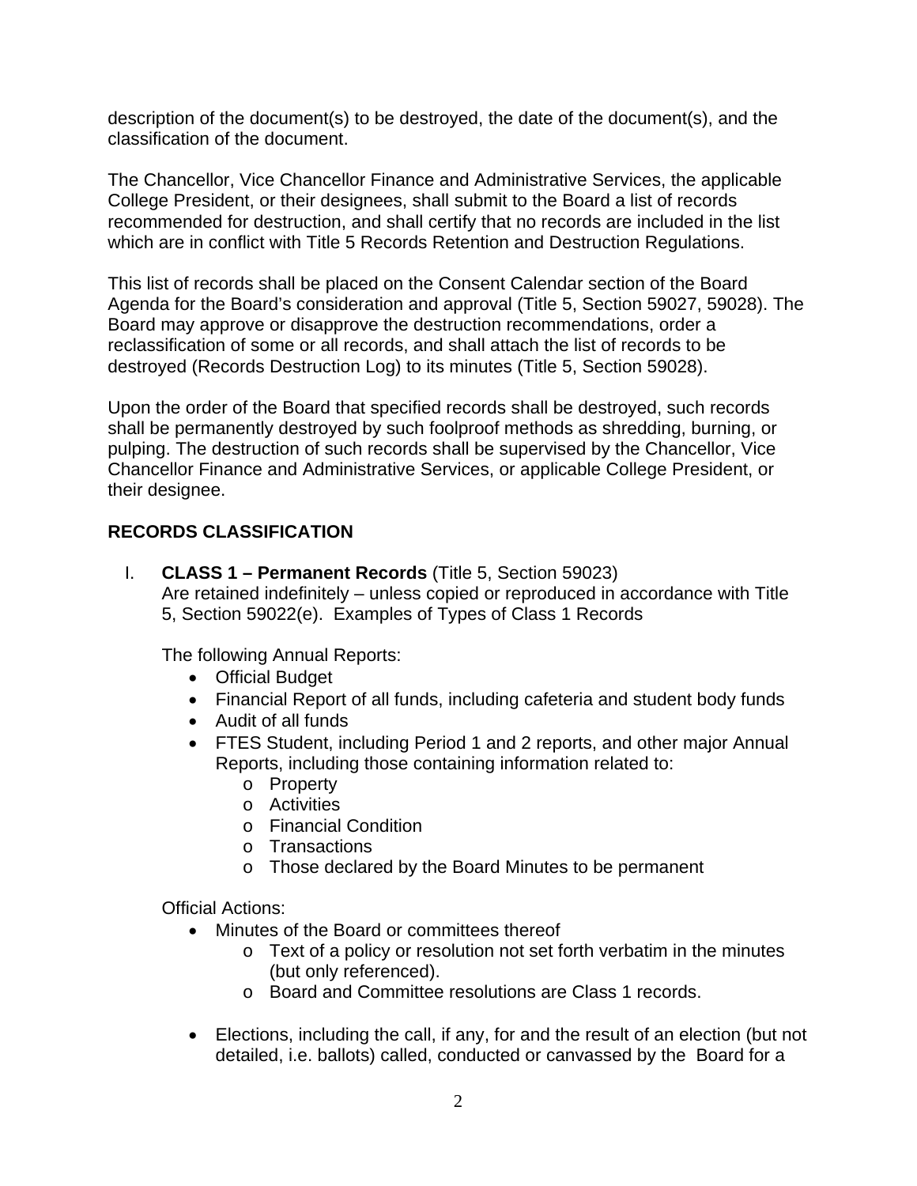description of the document(s) to be destroyed, the date of the document(s), and the classification of the document.

The Chancellor, Vice Chancellor Finance and Administrative Services, the applicable College President, or their designees, shall submit to the Board a list of records recommended for destruction, and shall certify that no records are included in the list which are in conflict with Title 5 Records Retention and Destruction Regulations.

This list of records shall be placed on the Consent Calendar section of the Board Agenda for the Board's consideration and approval (Title 5, Section 59027, 59028). The Board may approve or disapprove the destruction recommendations, order a reclassification of some or all records, and shall attach the list of records to be destroyed (Records Destruction Log) to its minutes (Title 5, Section 59028).

Upon the order of the Board that specified records shall be destroyed, such records shall be permanently destroyed by such foolproof methods as shredding, burning, or pulping. The destruction of such records shall be supervised by the Chancellor, Vice Chancellor Finance and Administrative Services, or applicable College President, or their designee.

## RECORDS CLASSIFICATION

I. **CLASS 1 – Permanent Records** (Title 5, Section 59023)
   Are retained indefinitely – unless copied or reproduced in accordance with Title 5, Section 59022(e). Examples of Types of Class 1 Records

   The following Annual Reports:
   - Official Budget
   - Financial Report of all funds, including cafeteria and student body funds
   - Audit of all funds
   - FTES Student, including Period 1 and 2 reports, and other major Annual Reports, including those containing information related to:
     - Property
     - Activities
     - Financial Condition
     - Transactions
     - Those declared by the Board Minutes to be permanent

   Official Actions:
   - Minutes of the Board or committees thereof
     - Text of a policy or resolution not set forth verbatim in the minutes (but only referenced).
     - Board and Committee resolutions are Class 1 records.

   - Elections, including the call, if any, for and the result of an election (but not detailed, i.e. ballots) called, conducted or canvassed by the Board for a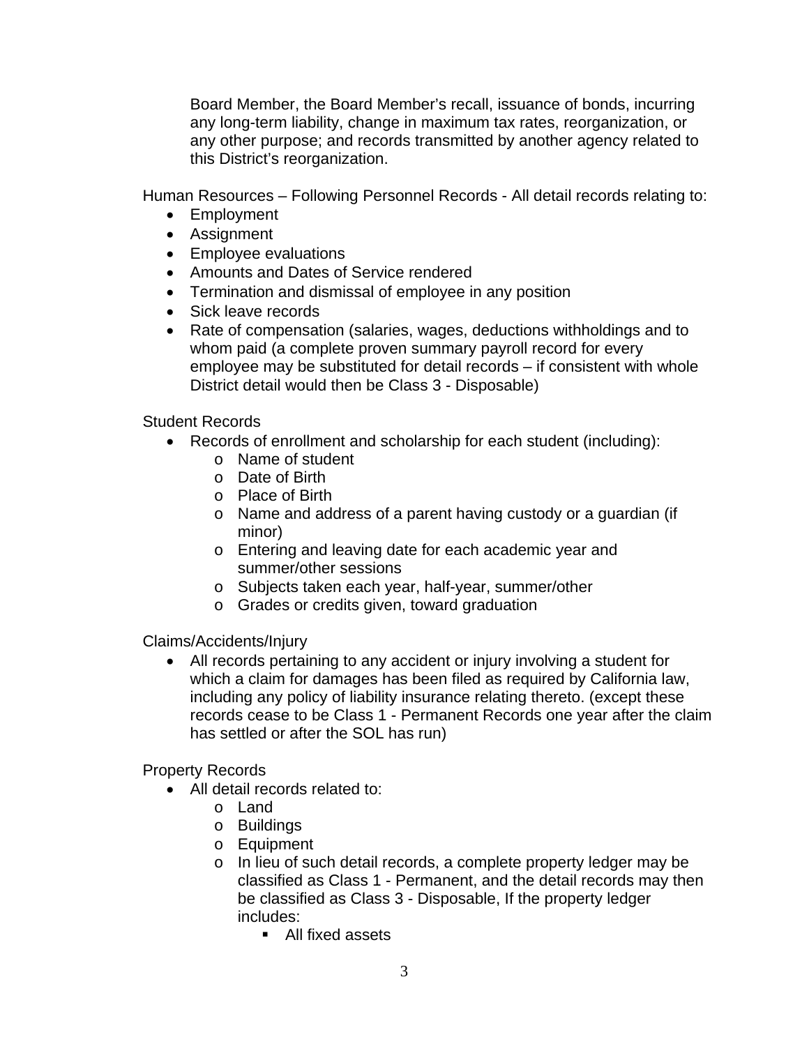Board Member, the Board Member's recall, issuance of bonds, incurring any long-term liability, change in maximum tax rates, reorganization, or any other purpose; and records transmitted by another agency related to this District's reorganization.

Human Resources – Following Personnel Records - All detail records relating to:

- Employment
- Assignment
- Employee evaluations
- Amounts and Dates of Service rendered
- Termination and dismissal of employee in any position
- Sick leave records
- Rate of compensation (salaries, wages, deductions withholdings and to whom paid (a complete proven summary payroll record for every employee may be substituted for detail records – if consistent with whole District detail would then be Class 3 - Disposable)

Student Records

- Records of enrollment and scholarship for each student (including):
  - Name of student
  - Date of Birth
  - Place of Birth
  - Name and address of a parent having custody or a guardian (if minor)
  - Entering and leaving date for each academic year and summer/other sessions
  - Subjects taken each year, half-year, summer/other
  - Grades or credits given, toward graduation

Claims/Accidents/Injury

- All records pertaining to any accident or injury involving a student for which a claim for damages has been filed as required by California law, including any policy of liability insurance relating thereto. (except these records cease to be Class 1 - Permanent Records one year after the claim has settled or after the SOL has run)

Property Records

- All detail records related to:
  - Land
  - Buildings
  - Equipment
  - In lieu of such detail records, a complete property ledger may be classified as Class 1 - Permanent, and the detail records may then be classified as Class 3 - Disposable, If the property ledger includes:
    - All fixed assets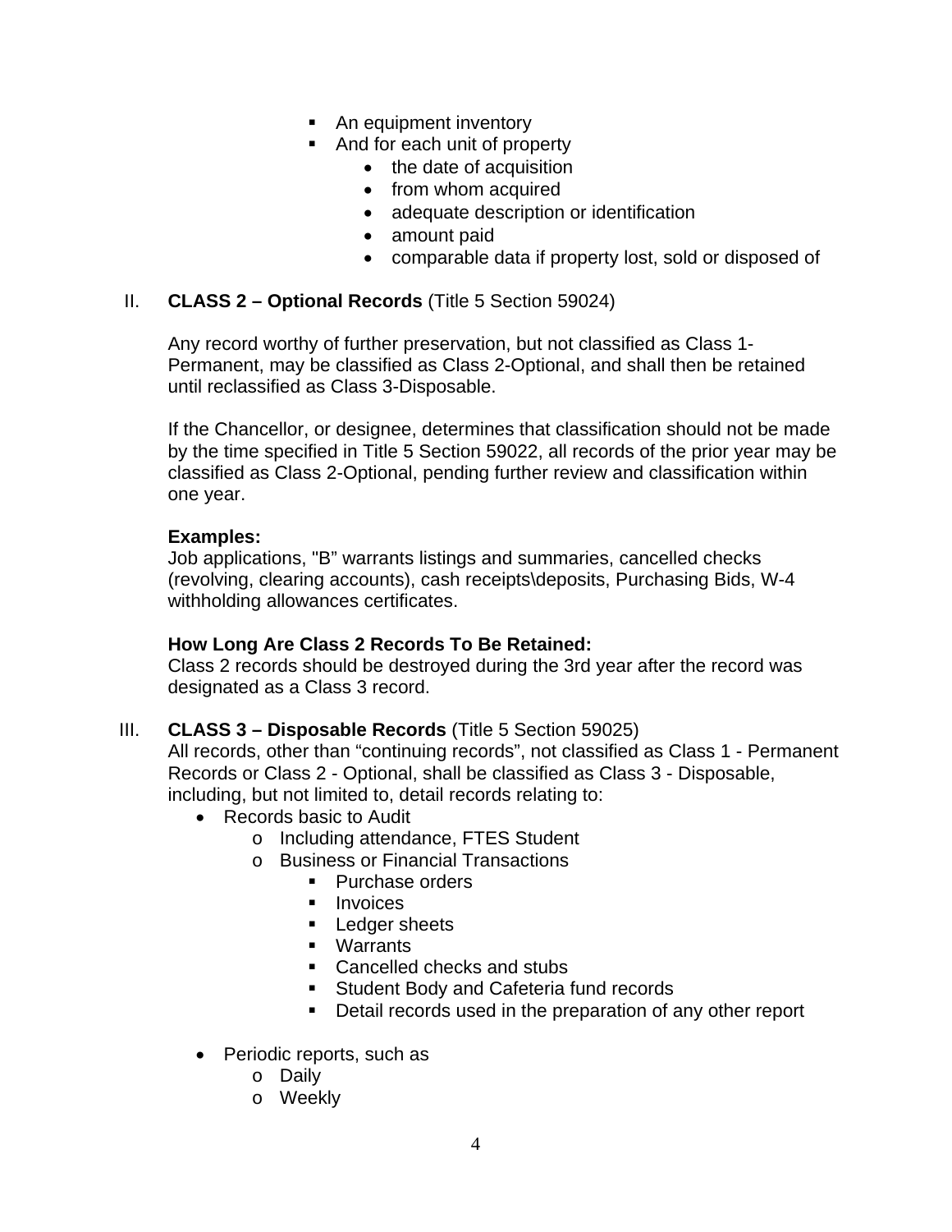- An equipment inventory
      - And for each unit of property
        - the date of acquisition
        - from whom acquired
        - adequate description or identification
        - amount paid
        - comparable data if property lost, sold or disposed of

II. **CLASS 2 – Optional Records** (Title 5 Section 59024)

Any record worthy of further preservation, but not classified as Class 1-Permanent, may be classified as Class 2-Optional, and shall then be retained until reclassified as Class 3-Disposable.

If the Chancellor, or designee, determines that classification should not be made by the time specified in Title 5 Section 59022, all records of the prior year may be classified as Class 2-Optional, pending further review and classification within one year.

**Examples:**
Job applications, "B" warrants listings and summaries, cancelled checks (revolving, clearing accounts), cash receipts\deposits, Purchasing Bids, W-4 withholding allowances certificates.

**How Long Are Class 2 Records To Be Retained:**
Class 2 records should be destroyed during the 3rd year after the record was designated as a Class 3 record.

III. **CLASS 3 – Disposable Records** (Title 5 Section 59025)
All records, other than "continuing records", not classified as Class 1 - Permanent Records or Class 2 - Optional, shall be classified as Class 3 - Disposable, including, but not limited to, detail records relating to:

- Records basic to Audit
  - Including attendance, FTES Student
  - Business or Financial Transactions
    - Purchase orders
    - Invoices
    - Ledger sheets
    - Warrants
    - Cancelled checks and stubs
    - Student Body and Cafeteria fund records
    - Detail records used in the preparation of any other report

- Periodic reports, such as
  - Daily
  - Weekly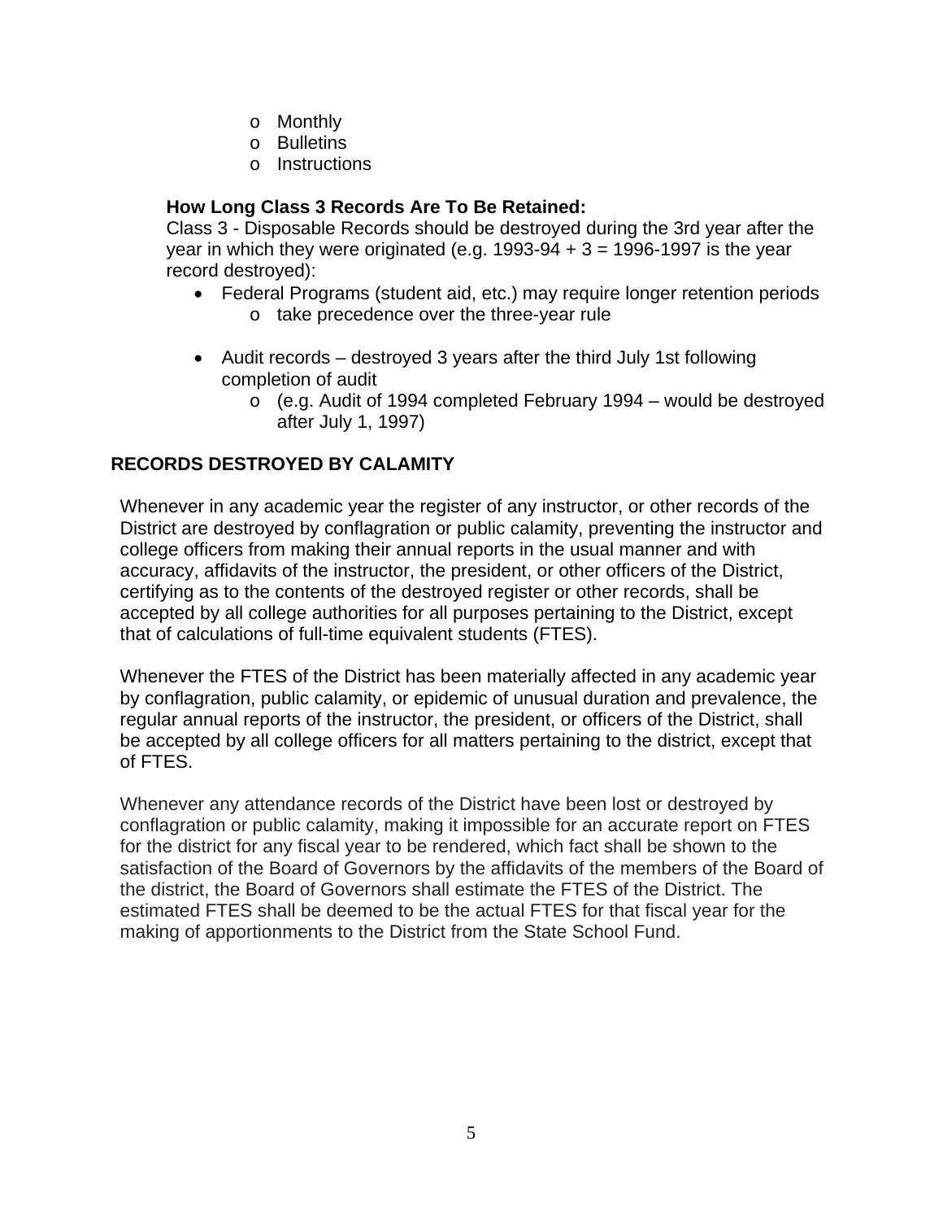- Monthly
- Bulletins
- Instructions

**How Long Class 3 Records Are To Be Retained:**
Class 3 - Disposable Records should be destroyed during the 3rd year after the year in which they were originated (e.g. 1993-94 + 3 = 1996-1997 is the year record destroyed):

- Federal Programs (student aid, etc.) may require longer retention periods
  - take precedence over the three-year rule

- Audit records – destroyed 3 years after the third July 1st following completion of audit
  - (e.g. Audit of 1994 completed February 1994 – would be destroyed after July 1, 1997)

## RECORDS DESTROYED BY CALAMITY

Whenever in any academic year the register of any instructor, or other records of the District are destroyed by conflagration or public calamity, preventing the instructor and college officers from making their annual reports in the usual manner and with accuracy, affidavits of the instructor, the president, or other officers of the District, certifying as to the contents of the destroyed register or other records, shall be accepted by all college authorities for all purposes pertaining to the District, except that of calculations of full-time equivalent students (FTES).

Whenever the FTES of the District has been materially affected in any academic year by conflagration, public calamity, or epidemic of unusual duration and prevalence, the regular annual reports of the instructor, the president, or officers of the District, shall be accepted by all college officers for all matters pertaining to the district, except that of FTES.

Whenever any attendance records of the District have been lost or destroyed by conflagration or public calamity, making it impossible for an accurate report on FTES for the district for any fiscal year to be rendered, which fact shall be shown to the satisfaction of the Board of Governors by the affidavits of the members of the Board of the district, the Board of Governors shall estimate the FTES of the District. The estimated FTES shall be deemed to be the actual FTES for that fiscal year for the making of apportionments to the District from the State School Fund.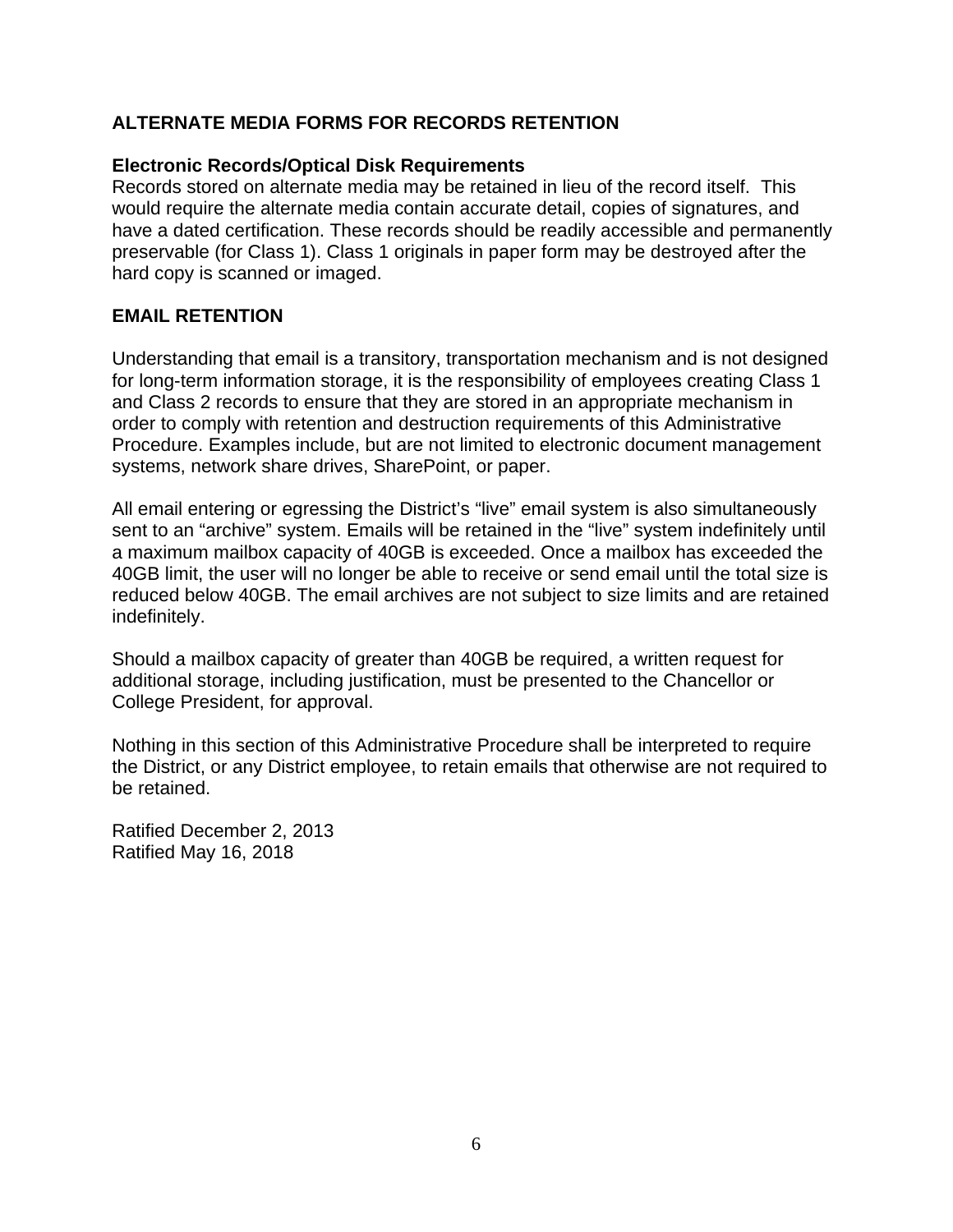## ALTERNATE MEDIA FORMS FOR RECORDS RETENTION

### Electronic Records/Optical Disk Requirements

Records stored on alternate media may be retained in lieu of the record itself. This would require the alternate media contain accurate detail, copies of signatures, and have a dated certification. These records should be readily accessible and permanently preservable (for Class 1). Class 1 originals in paper form may be destroyed after the hard copy is scanned or imaged.

## EMAIL RETENTION

Understanding that email is a transitory, transportation mechanism and is not designed for long-term information storage, it is the responsibility of employees creating Class 1 and Class 2 records to ensure that they are stored in an appropriate mechanism in order to comply with retention and destruction requirements of this Administrative Procedure. Examples include, but are not limited to electronic document management systems, network share drives, SharePoint, or paper.

All email entering or egressing the District's "live" email system is also simultaneously sent to an "archive" system. Emails will be retained in the "live" system indefinitely until a maximum mailbox capacity of 40GB is exceeded. Once a mailbox has exceeded the 40GB limit, the user will no longer be able to receive or send email until the total size is reduced below 40GB. The email archives are not subject to size limits and are retained indefinitely.

Should a mailbox capacity of greater than 40GB be required, a written request for additional storage, including justification, must be presented to the Chancellor or College President, for approval.

Nothing in this section of this Administrative Procedure shall be interpreted to require the District, or any District employee, to retain emails that otherwise are not required to be retained.

Ratified December 2, 2013
Ratified May 16, 2018